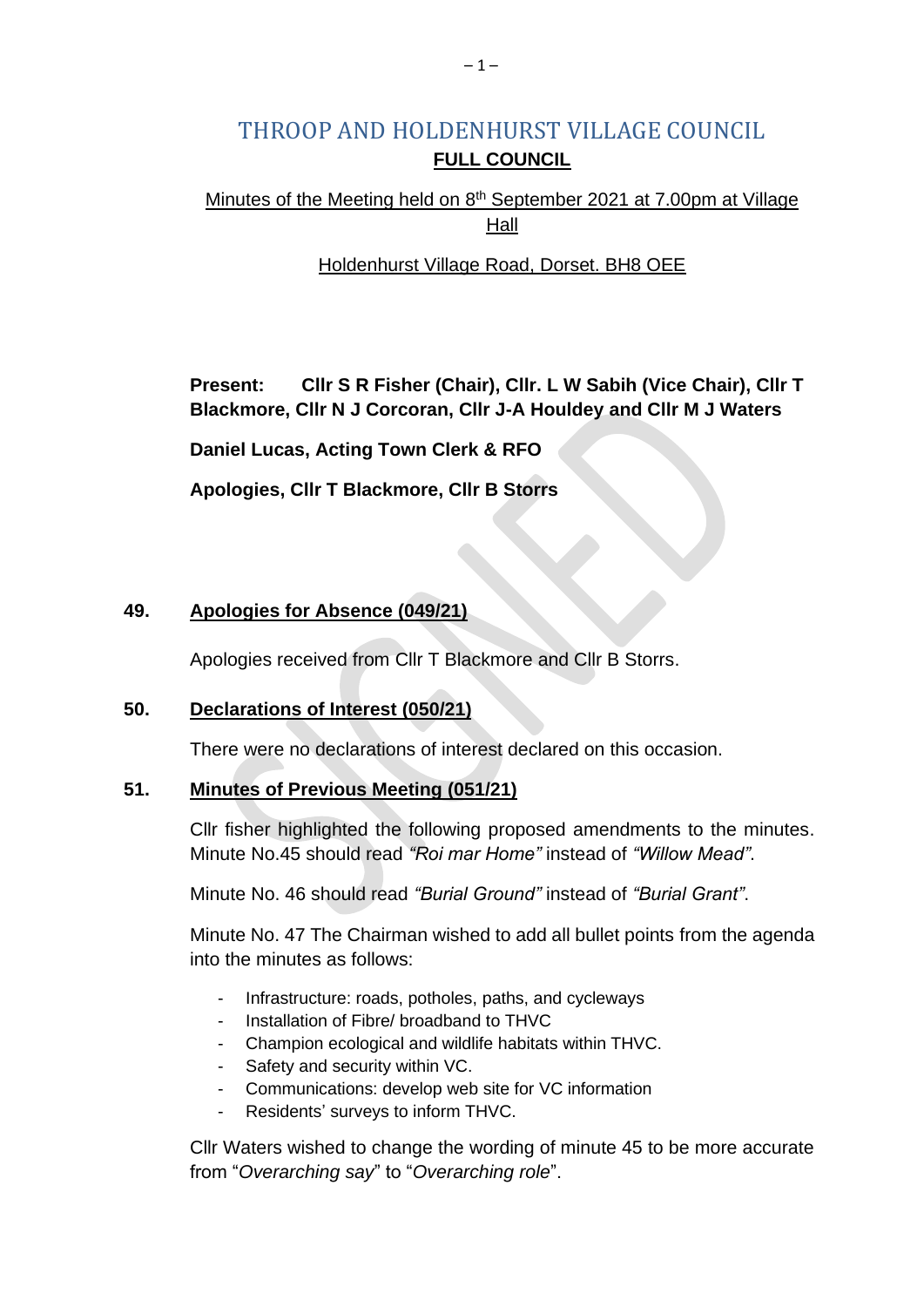# THROOP AND HOLDENHURST VILLAGE COUNCIL

## FULL COUNCIL

Minutes of the Meeting held on 8th September 2021 at 7.00pm at Village Hall

Holdenhurst Village Road, Dorset. BH8 OEE

**Present: Cllr S R Fisher (Chair), Cllr. L W Sabih (Vice Chair), Cllr T Blackmore, Cllr N J Corcoran, Cllr J-A Houldey and Cllr M J Waters**

**Daniel Lucas, Acting Town Clerk & RFO**

**Apologies, Cllr T Blackmore, Cllr B Storrs**

### 49. Apologies for Absence (049/21)

Apologies received from Cllr T Blackmore and Cllr B Storrs.

### 50. Declarations of Interest (050/21)

There were no declarations of interest declared on this occasion.

### 51. Minutes of Previous Meeting (051/21)

Cllr fisher highlighted the following proposed amendments to the minutes. Minute No.45 should read *"Roi mar Home"* instead of *"Willow Mead"*.

Minute No. 46 should read *"Burial Ground"* instead of *"Burial Grant"*.

Minute No. 47 The Chairman wished to add all bullet points from the agenda into the minutes as follows:

- Infrastructure: roads, potholes, paths, and cycleways
- Installation of Fibre/ broadband to THVC
- Champion ecological and wildlife habitats within THVC.
- Safety and security within VC.
- Communications: develop web site for VC information
- Residents' surveys to inform THVC.

Cllr Waters wished to change the wording of minute 45 to be more accurate from "*Overarching say*" to "*Overarching role*".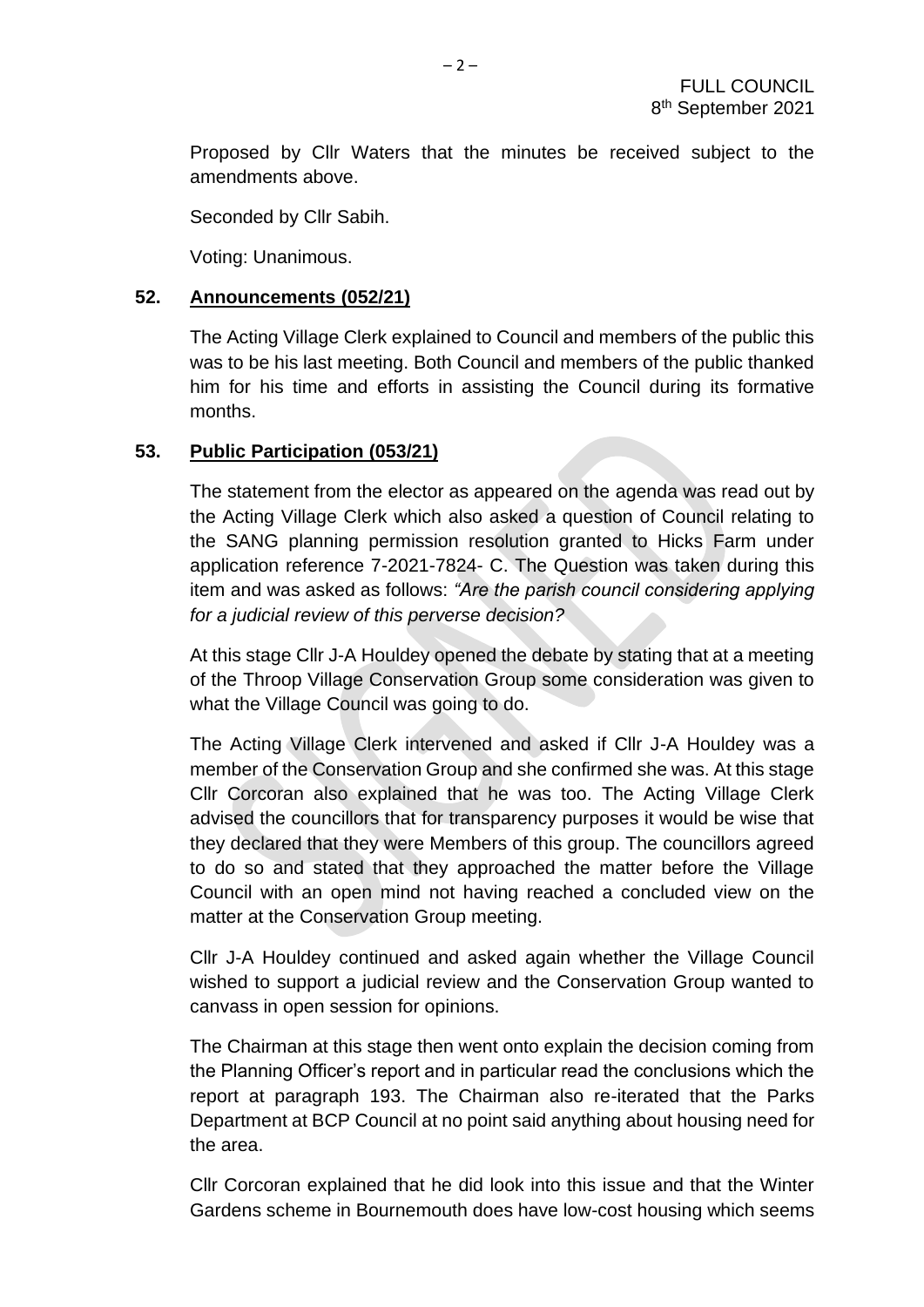Proposed by Cllr Waters that the minutes be received subject to the amendments above.

Seconded by Cllr Sabih.

Voting: Unanimous.

## 52. Announcements (052/21)

The Acting Village Clerk explained to Council and members of the public this was to be his last meeting. Both Council and members of the public thanked him for his time and efforts in assisting the Council during its formative months.

## 53. Public Participation (053/21)

The statement from the elector as appeared on the agenda was read out by the Acting Village Clerk which also asked a question of Council relating to the SANG planning permission resolution granted to Hicks Farm under application reference 7-2021-7824- C. The Question was taken during this item and was asked as follows: *"Are the parish council considering applying for a judicial review of this perverse decision?*

At this stage Cllr J-A Houldey opened the debate by stating that at a meeting of the Throop Village Conservation Group some consideration was given to what the Village Council was going to do.

The Acting Village Clerk intervened and asked if Cllr J-A Houldey was a member of the Conservation Group and she confirmed she was. At this stage Cllr Corcoran also explained that he was too. The Acting Village Clerk advised the councillors that for transparency purposes it would be wise that they declared that they were Members of this group. The councillors agreed to do so and stated that they approached the matter before the Village Council with an open mind not having reached a concluded view on the matter at the Conservation Group meeting.

Cllr J-A Houldey continued and asked again whether the Village Council wished to support a judicial review and the Conservation Group wanted to canvass in open session for opinions.

The Chairman at this stage then went onto explain the decision coming from the Planning Officer's report and in particular read the conclusions which the report at paragraph 193. The Chairman also re-iterated that the Parks Department at BCP Council at no point said anything about housing need for the area.

Cllr Corcoran explained that he did look into this issue and that the Winter Gardens scheme in Bournemouth does have low-cost housing which seems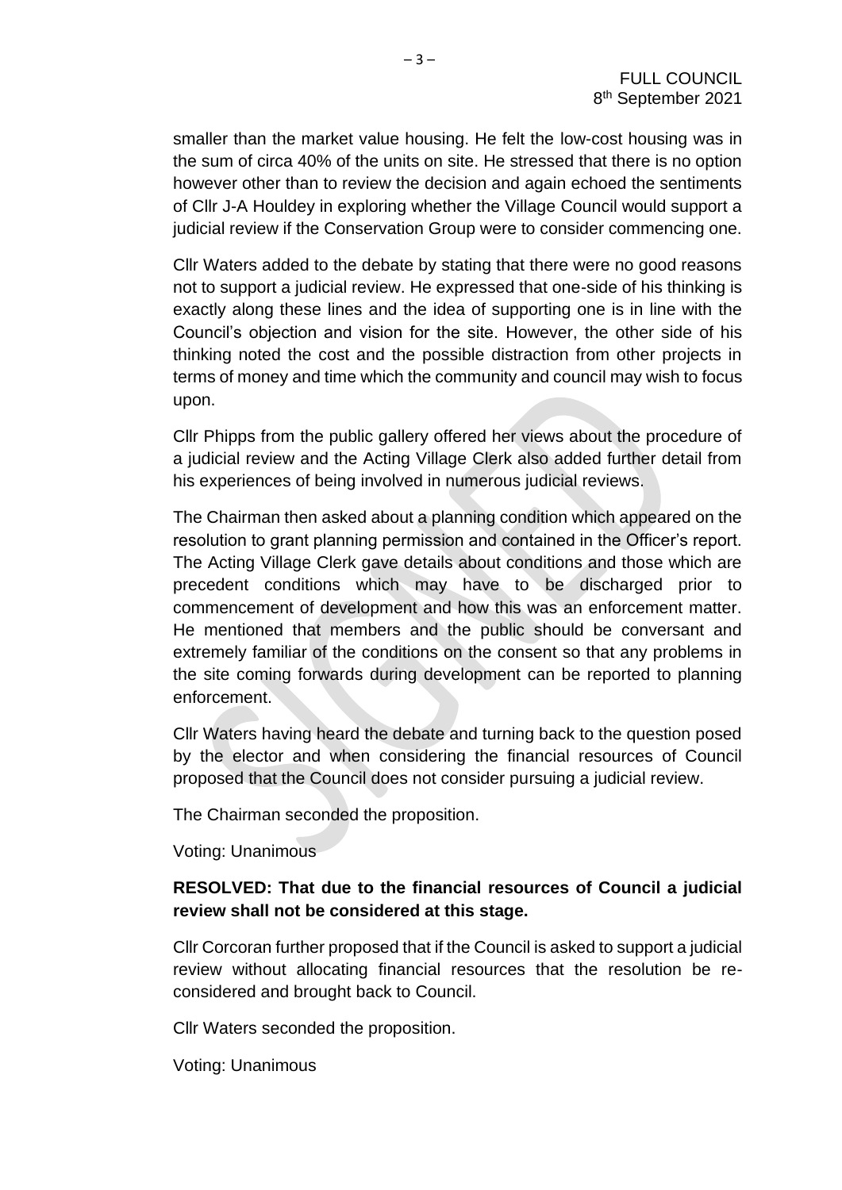smaller than the market value housing. He felt the low-cost housing was in the sum of circa 40% of the units on site. He stressed that there is no option however other than to review the decision and again echoed the sentiments of Cllr J-A Houldey in exploring whether the Village Council would support a judicial review if the Conservation Group were to consider commencing one.

Cllr Waters added to the debate by stating that there were no good reasons not to support a judicial review. He expressed that one-side of his thinking is exactly along these lines and the idea of supporting one is in line with the Council's objection and vision for the site. However, the other side of his thinking noted the cost and the possible distraction from other projects in terms of money and time which the community and council may wish to focus upon.

Cllr Phipps from the public gallery offered her views about the procedure of a judicial review and the Acting Village Clerk also added further detail from his experiences of being involved in numerous judicial reviews.

The Chairman then asked about a planning condition which appeared on the resolution to grant planning permission and contained in the Officer's report. The Acting Village Clerk gave details about conditions and those which are precedent conditions which may have to be discharged prior to commencement of development and how this was an enforcement matter. He mentioned that members and the public should be conversant and extremely familiar of the conditions on the consent so that any problems in the site coming forwards during development can be reported to planning enforcement.

Cllr Waters having heard the debate and turning back to the question posed by the elector and when considering the financial resources of Council proposed that the Council does not consider pursuing a judicial review.

The Chairman seconded the proposition.

Voting: Unanimous

**RESOLVED: That due to the financial resources of Council a judicial review shall not be considered at this stage.**

Cllr Corcoran further proposed that if the Council is asked to support a judicial review without allocating financial resources that the resolution be re-considered and brought back to Council.

Cllr Waters seconded the proposition.

Voting: Unanimous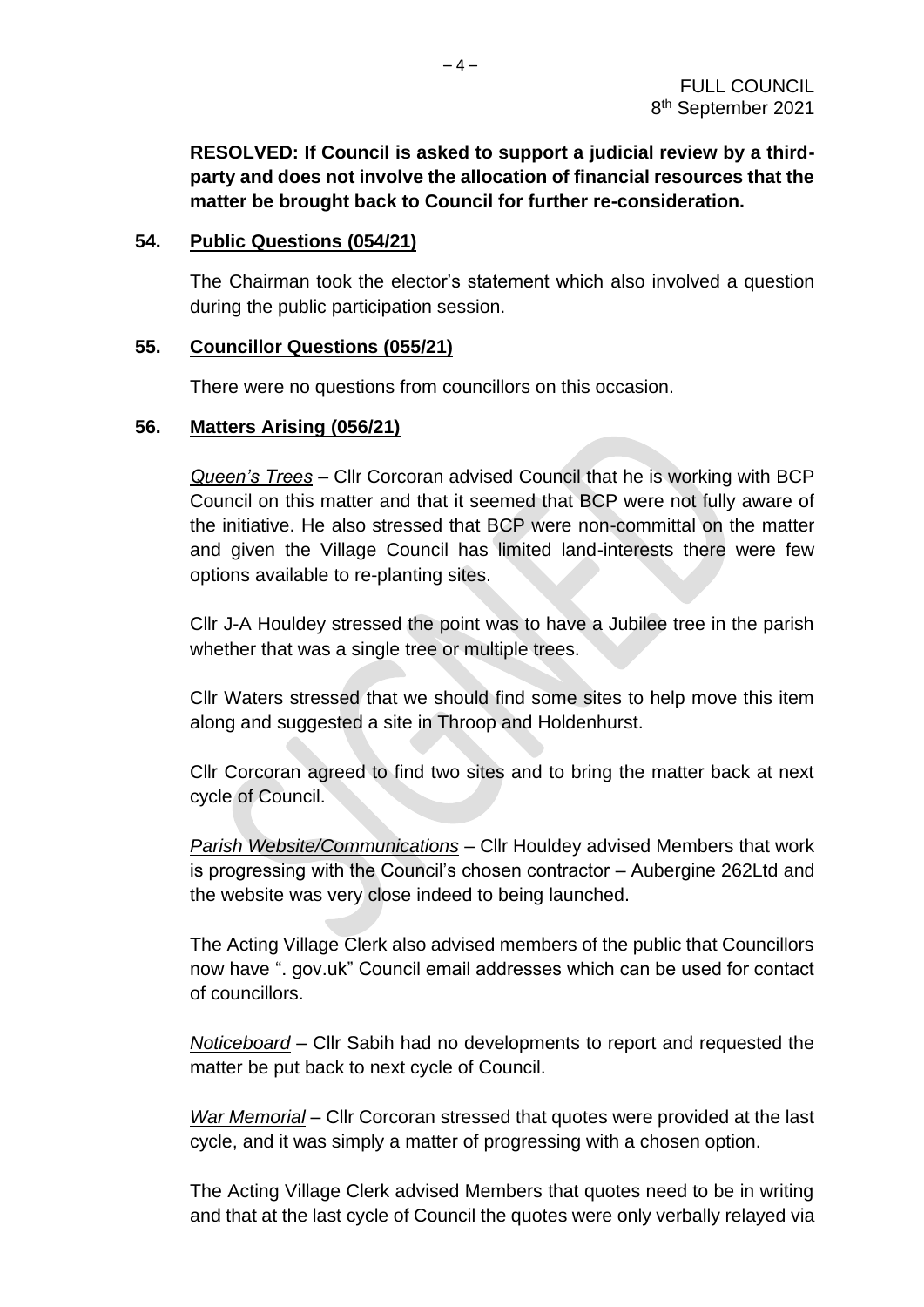**RESOLVED: If Council is asked to support a judicial review by a third-party and does not involve the allocation of financial resources that the matter be brought back to Council for further re-consideration.**

## 54. Public Questions (054/21)

The Chairman took the elector's statement which also involved a question during the public participation session.

## 55. Councillor Questions (055/21)

There were no questions from councillors on this occasion.

## 56. Matters Arising (056/21)

*Queen's Trees* – Cllr Corcoran advised Council that he is working with BCP Council on this matter and that it seemed that BCP were not fully aware of the initiative. He also stressed that BCP were non-committal on the matter and given the Village Council has limited land-interests there were few options available to re-planting sites.

Cllr J-A Houldey stressed the point was to have a Jubilee tree in the parish whether that was a single tree or multiple trees.

Cllr Waters stressed that we should find some sites to help move this item along and suggested a site in Throop and Holdenhurst.

Cllr Corcoran agreed to find two sites and to bring the matter back at next cycle of Council.

*Parish Website/Communications* – Cllr Houldey advised Members that work is progressing with the Council's chosen contractor – Aubergine 262Ltd and the website was very close indeed to being launched.

The Acting Village Clerk also advised members of the public that Councillors now have ". gov.uk" Council email addresses which can be used for contact of councillors.

*Noticeboard* – Cllr Sabih had no developments to report and requested the matter be put back to next cycle of Council.

*War Memorial* – Cllr Corcoran stressed that quotes were provided at the last cycle, and it was simply a matter of progressing with a chosen option.

The Acting Village Clerk advised Members that quotes need to be in writing and that at the last cycle of Council the quotes were only verbally relayed via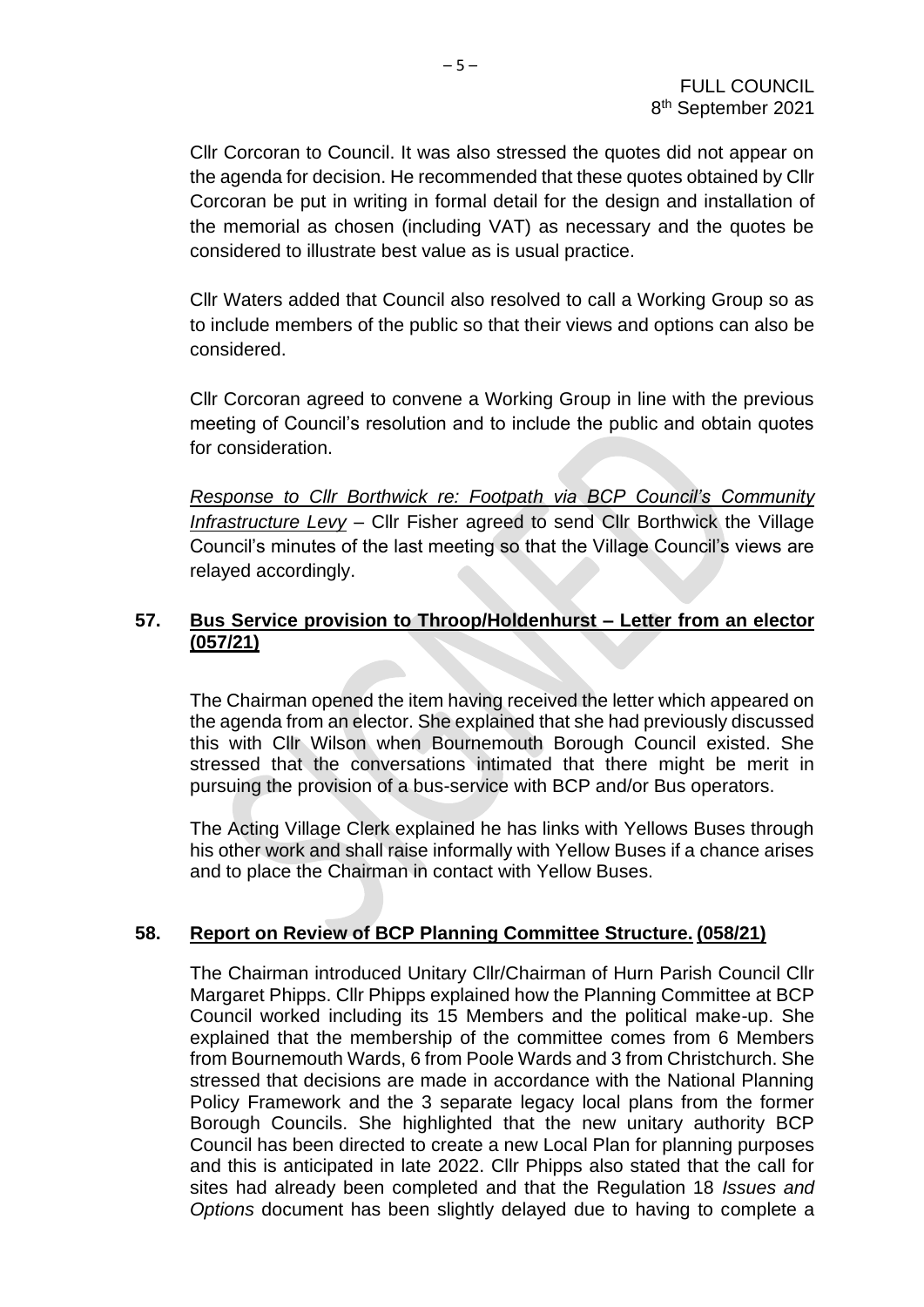Cllr Corcoran to Council. It was also stressed the quotes did not appear on the agenda for decision. He recommended that these quotes obtained by Cllr Corcoran be put in writing in formal detail for the design and installation of the memorial as chosen (including VAT) as necessary and the quotes be considered to illustrate best value as is usual practice.

Cllr Waters added that Council also resolved to call a Working Group so as to include members of the public so that their views and options can also be considered.

Cllr Corcoran agreed to convene a Working Group in line with the previous meeting of Council's resolution and to include the public and obtain quotes for consideration.

*<u>Response to Cllr Borthwick re: Footpath via BCP Council's Community Infrastructure Levy</u>* – Cllr Fisher agreed to send Cllr Borthwick the Village Council's minutes of the last meeting so that the Village Council's views are relayed accordingly.

## 57. Bus Service provision to Throop/Holdenhurst – Letter from an elector (057/21)

The Chairman opened the item having received the letter which appeared on the agenda from an elector. She explained that she had previously discussed this with Cllr Wilson when Bournemouth Borough Council existed. She stressed that the conversations intimated that there might be merit in pursuing the provision of a bus-service with BCP and/or Bus operators.

The Acting Village Clerk explained he has links with Yellows Buses through his other work and shall raise informally with Yellow Buses if a chance arises and to place the Chairman in contact with Yellow Buses.

## 58. Report on Review of BCP Planning Committee Structure. (058/21)

The Chairman introduced Unitary Cllr/Chairman of Hurn Parish Council Cllr Margaret Phipps. Cllr Phipps explained how the Planning Committee at BCP Council worked including its 15 Members and the political make-up. She explained that the membership of the committee comes from 6 Members from Bournemouth Wards, 6 from Poole Wards and 3 from Christchurch. She stressed that decisions are made in accordance with the National Planning Policy Framework and the 3 separate legacy local plans from the former Borough Councils. She highlighted that the new unitary authority BCP Council has been directed to create a new Local Plan for planning purposes and this is anticipated in late 2022. Cllr Phipps also stated that the call for sites had already been completed and that the Regulation 18 *Issues and Options* document has been slightly delayed due to having to complete a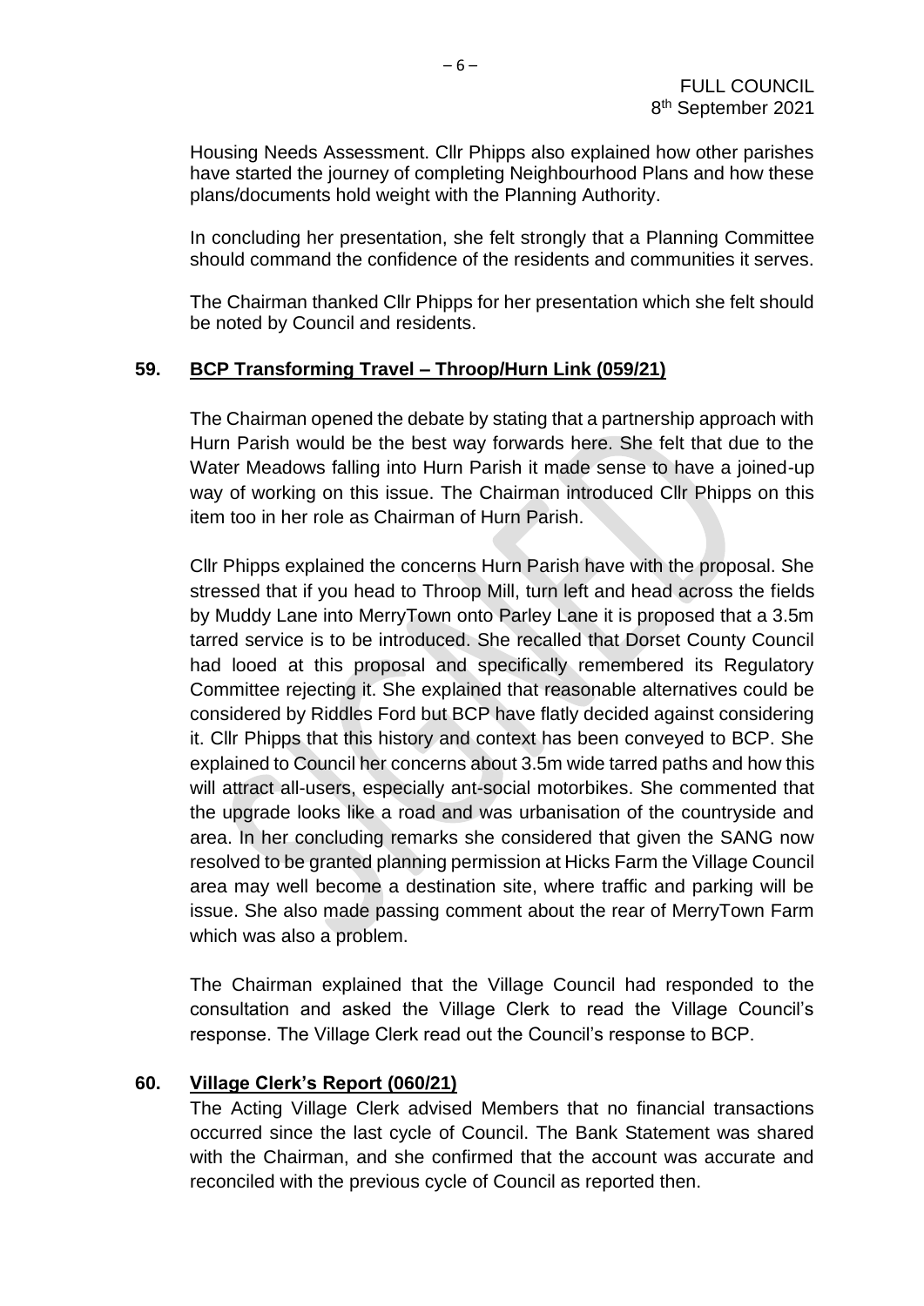Housing Needs Assessment. Cllr Phipps also explained how other parishes have started the journey of completing Neighbourhood Plans and how these plans/documents hold weight with the Planning Authority.

In concluding her presentation, she felt strongly that a Planning Committee should command the confidence of the residents and communities it serves.

The Chairman thanked Cllr Phipps for her presentation which she felt should be noted by Council and residents.

## 59. BCP Transforming Travel – Throop/Hurn Link (059/21)

The Chairman opened the debate by stating that a partnership approach with Hurn Parish would be the best way forwards here. She felt that due to the Water Meadows falling into Hurn Parish it made sense to have a joined-up way of working on this issue. The Chairman introduced Cllr Phipps on this item too in her role as Chairman of Hurn Parish.

Cllr Phipps explained the concerns Hurn Parish have with the proposal. She stressed that if you head to Throop Mill, turn left and head across the fields by Muddy Lane into MerryTown onto Parley Lane it is proposed that a 3.5m tarred service is to be introduced. She recalled that Dorset County Council had looed at this proposal and specifically remembered its Regulatory Committee rejecting it. She explained that reasonable alternatives could be considered by Riddles Ford but BCP have flatly decided against considering it. Cllr Phipps that this history and context has been conveyed to BCP. She explained to Council her concerns about 3.5m wide tarred paths and how this will attract all-users, especially ant-social motorbikes. She commented that the upgrade looks like a road and was urbanisation of the countryside and area. In her concluding remarks she considered that given the SANG now resolved to be granted planning permission at Hicks Farm the Village Council area may well become a destination site, where traffic and parking will be issue. She also made passing comment about the rear of MerryTown Farm which was also a problem.

The Chairman explained that the Village Council had responded to the consultation and asked the Village Clerk to read the Village Council's response. The Village Clerk read out the Council's response to BCP.

## 60. Village Clerk's Report (060/21)

The Acting Village Clerk advised Members that no financial transactions occurred since the last cycle of Council. The Bank Statement was shared with the Chairman, and she confirmed that the account was accurate and reconciled with the previous cycle of Council as reported then.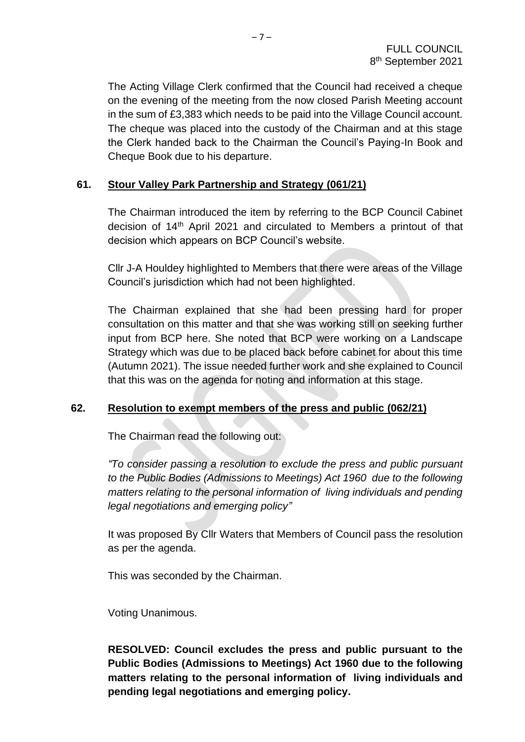The Acting Village Clerk confirmed that the Council had received a cheque on the evening of the meeting from the now closed Parish Meeting account in the sum of £3,383 which needs to be paid into the Village Council account. The cheque was placed into the custody of the Chairman and at this stage the Clerk handed back to the Chairman the Council's Paying-In Book and Cheque Book due to his departure.

## 61. Stour Valley Park Partnership and Strategy (061/21)

The Chairman introduced the item by referring to the BCP Council Cabinet decision of 14th April 2021 and circulated to Members a printout of that decision which appears on BCP Council's website.

Cllr J-A Houldey highlighted to Members that there were areas of the Village Council's jurisdiction which had not been highlighted.

The Chairman explained that she had been pressing hard for proper consultation on this matter and that she was working still on seeking further input from BCP here. She noted that BCP were working on a Landscape Strategy which was due to be placed back before cabinet for about this time (Autumn 2021). The issue needed further work and she explained to Council that this was on the agenda for noting and information at this stage.

## 62. Resolution to exempt members of the press and public (062/21)

The Chairman read the following out:

*"To consider passing a resolution to exclude the press and public pursuant to the Public Bodies (Admissions to Meetings) Act 1960 due to the following matters relating to the personal information of living individuals and pending legal negotiations and emerging policy"*

It was proposed By Cllr Waters that Members of Council pass the resolution as per the agenda.

This was seconded by the Chairman.

Voting Unanimous.

**RESOLVED: Council excludes the press and public pursuant to the Public Bodies (Admissions to Meetings) Act 1960 due to the following matters relating to the personal information of living individuals and pending legal negotiations and emerging policy.**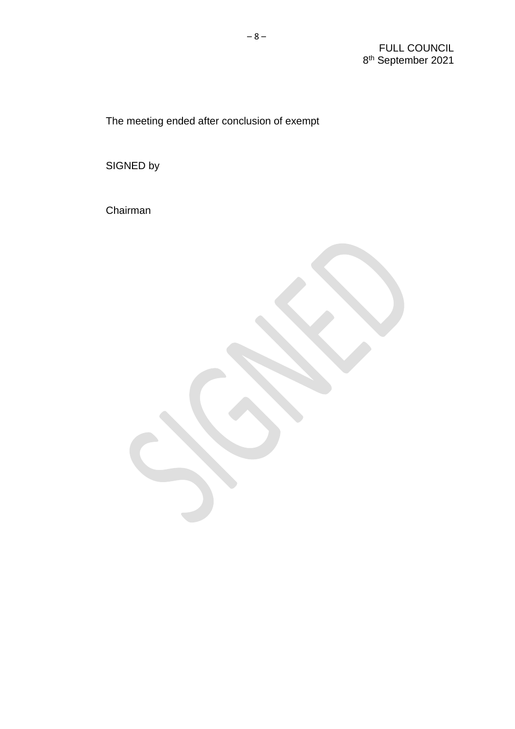The meeting ended after conclusion of exempt

SIGNED by

Chairman

SIGNED